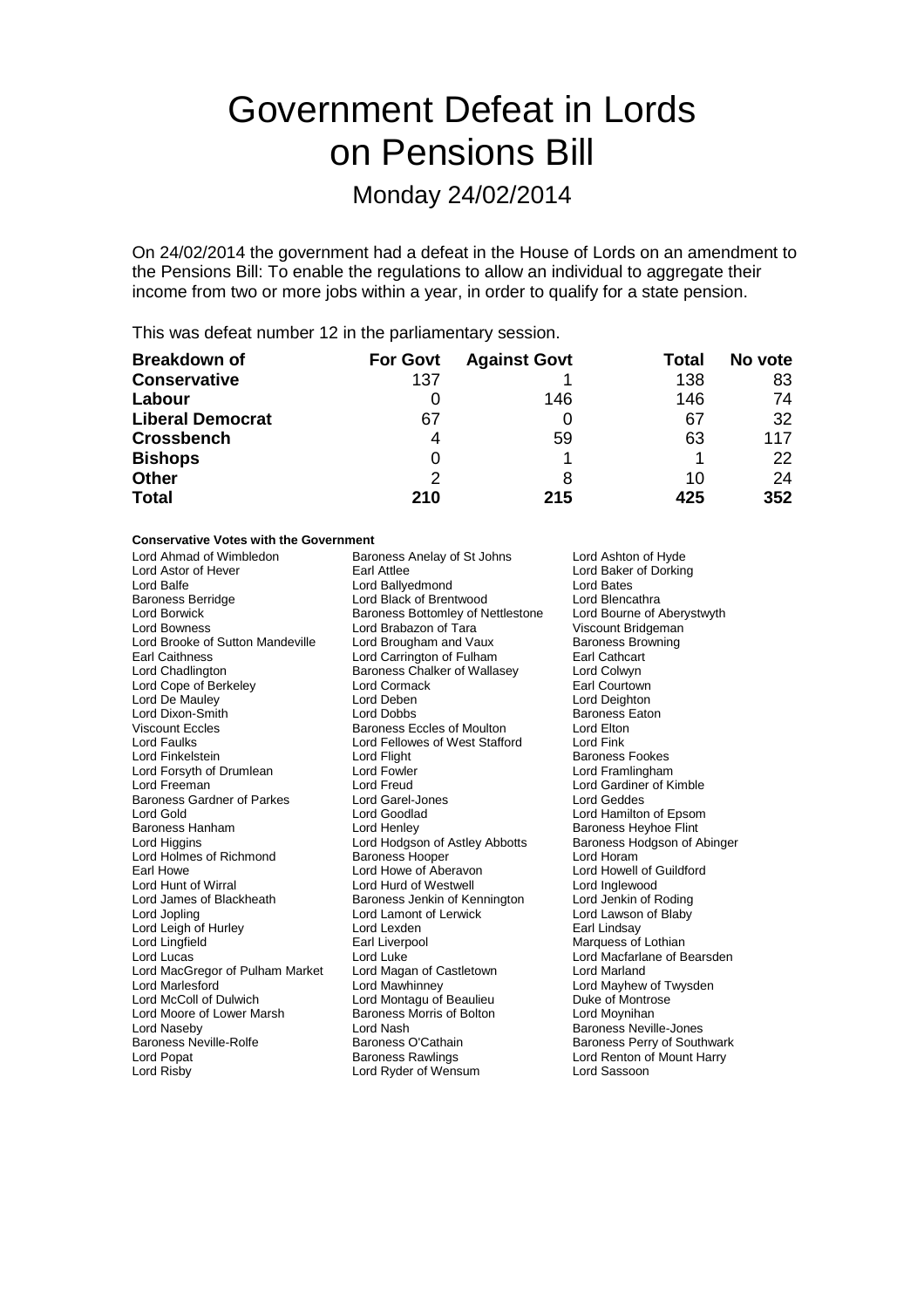# Government Defeat in Lords on Pensions Bill

## Monday 24/02/2014

On 24/02/2014 the government had a defeat in the House of Lords on an amendment to the Pensions Bill: To enable the regulations to allow an individual to aggregate their income from two or more jobs within a year, in order to qualify for a state pension.

This was defeat number 12 in the parliamentary session.

| Breakdown of | For Govt | Against Govt | Total | No vote |
|---|---|---|---|---|
| **Conservative** | 137 | 1 | 138 | 83 |
| **Labour** | 0 | 146 | 146 | 74 |
| **Liberal Democrat** | 67 | 0 | 67 | 32 |
| **Crossbench** | 4 | 59 | 63 | 117 |
| **Bishops** | 0 | 1 | 1 | 22 |
| **Other** | 2 | 8 | 10 | 24 |
| **Total** | **210** | **215** | **425** | **352** |

**Conservative Votes with the Government**

Lord Ahmad of Wimbledon
Baroness Anelay of St Johns
Lord Ashton of Hyde
Lord Astor of Hever
Earl Attlee
Lord Baker of Dorking
Lord Balfe
Lord Ballyedmond
Lord Bates
Baroness Berridge
Lord Black of Brentwood
Lord Blencathra
Lord Borwick
Baroness Bottomley of Nettlestone
Lord Bourne of Aberystwyth
Lord Bowness
Lord Brabazon of Tara
Viscount Bridgeman
Lord Brooke of Sutton Mandeville
Lord Brougham and Vaux
Baroness Browning
Earl Caithness
Lord Carrington of Fulham
Earl Cathcart
Lord Chadlington
Baroness Chalker of Wallasey
Lord Colwyn
Lord Cope of Berkeley
Lord Cormack
Earl Courtown
Lord De Mauley
Lord Deben
Lord Deighton
Lord Dixon-Smith
Lord Dobbs
Baroness Eaton
Viscount Eccles
Baroness Eccles of Moulton
Lord Elton
Lord Faulks
Lord Fellowes of West Stafford
Lord Fink
Lord Finkelstein
Lord Flight
Baroness Fookes
Lord Forsyth of Drumlean
Lord Fowler
Lord Framlingham
Lord Freeman
Lord Freud
Lord Gardiner of Kimble
Baroness Gardner of Parkes
Lord Garel-Jones
Lord Geddes
Lord Gold
Lord Goodlad
Lord Hamilton of Epsom
Baroness Hanham
Lord Henley
Baroness Heyhoe Flint
Lord Higgins
Lord Hodgson of Astley Abbotts
Baroness Hodgson of Abinger
Lord Holmes of Richmond
Baroness Hooper
Lord Horam
Earl Howe
Lord Howe of Aberavon
Lord Howell of Guildford
Lord Hunt of Wirral
Lord Hurd of Westwell
Lord Inglewood
Lord James of Blackheath
Baroness Jenkin of Kennington
Lord Jenkin of Roding
Lord Jopling
Lord Lamont of Lerwick
Lord Lawson of Blaby
Lord Leigh of Hurley
Lord Lexden
Earl Lindsay
Lord Lingfield
Earl Liverpool
Marquess of Lothian
Lord Lucas
Lord Luke
Lord Macfarlane of Bearsden
Lord MacGregor of Pulham Market
Lord Magan of Castletown
Lord Marland
Lord Marlesford
Lord Mawhinney
Lord Mayhew of Twysden
Lord McColl of Dulwich
Lord Montagu of Beaulieu
Duke of Montrose
Lord Moore of Lower Marsh
Baroness Morris of Bolton
Lord Moynihan
Lord Naseby
Lord Nash
Baroness Neville-Jones
Baroness Neville-Rolfe
Baroness O'Cathain
Baroness Perry of Southwark
Lord Popat
Baroness Rawlings
Lord Renton of Mount Harry
Lord Risby
Lord Ryder of Wensum
Lord Sassoon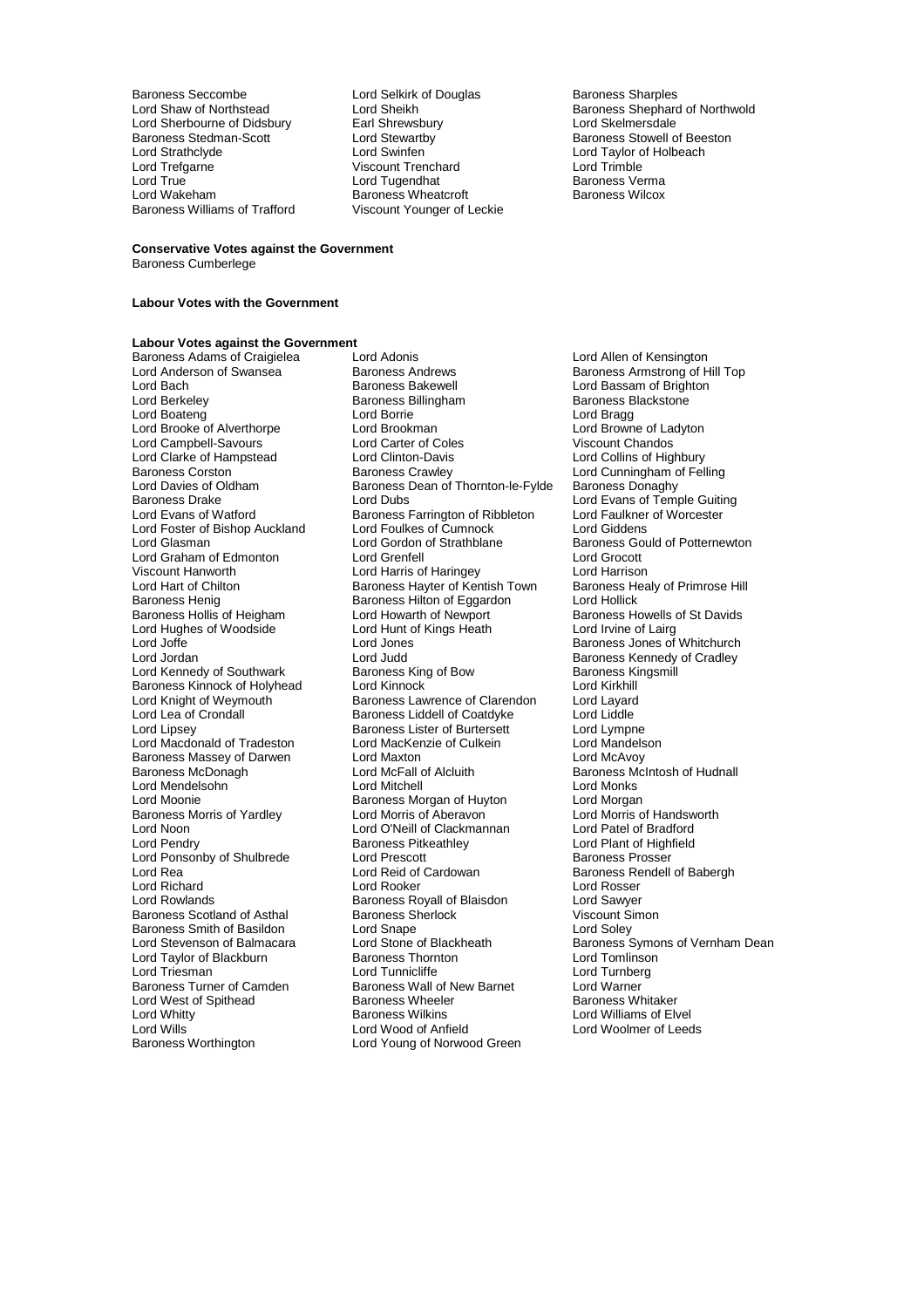Baroness Seccombe
Lord Selkirk of Douglas
Baroness Sharples
Lord Shaw of Northstead
Lord Sheikh
Baroness Shephard of Northwold
Lord Sherbourne of Didsbury
Earl Shrewsbury
Lord Skelmersdale
Baroness Stedman-Scott
Lord Stewartby
Baroness Stowell of Beeston
Lord Strathclyde
Lord Swinfen
Lord Taylor of Holbeach
Lord Trefgarne
Viscount Trenchard
Lord Trimble
Lord True
Lord Tugendhat
Baroness Verma
Lord Wakeham
Baroness Wheatcroft
Baroness Wilcox
Baroness Williams of Trafford
Viscount Younger of Leckie

**Conservative Votes against the Government**

Baroness Cumberlege

**Labour Votes with the Government**

**Labour Votes against the Government**

Baroness Adams of Craigielea
Lord Adonis
Lord Allen of Kensington
Lord Anderson of Swansea
Baroness Andrews
Baroness Armstrong of Hill Top
Lord Bach
Baroness Bakewell
Lord Bassam of Brighton
Lord Berkeley
Baroness Billingham
Baroness Blackstone
Lord Boateng
Lord Borrie
Lord Bragg
Lord Brooke of Alverthorpe
Lord Brookman
Lord Browne of Ladyton
Lord Campbell-Savours
Lord Carter of Coles
Viscount Chandos
Lord Clarke of Hampstead
Lord Clinton-Davis
Lord Collins of Highbury
Baroness Corston
Baroness Crawley
Lord Cunningham of Felling
Lord Davies of Oldham
Baroness Dean of Thornton-le-Fylde
Baroness Donaghy
Baroness Drake
Lord Dubs
Lord Evans of Temple Guiting
Lord Evans of Watford
Baroness Farrington of Ribbleton
Lord Faulkner of Worcester
Lord Foster of Bishop Auckland
Lord Foulkes of Cumnock
Lord Giddens
Lord Glasman
Lord Gordon of Strathblane
Baroness Gould of Potternewton
Lord Graham of Edmonton
Lord Grenfell
Lord Grocott
Viscount Hanworth
Lord Harris of Haringey
Lord Harrison
Lord Hart of Chilton
Baroness Hayter of Kentish Town
Baroness Healy of Primrose Hill
Baroness Henig
Baroness Hilton of Eggardon
Lord Hollick
Baroness Hollis of Heigham
Lord Howarth of Newport
Baroness Howells of St Davids
Lord Hughes of Woodside
Lord Hunt of Kings Heath
Lord Irvine of Lairg
Lord Joffe
Lord Jones
Baroness Jones of Whitchurch
Lord Jordan
Lord Judd
Baroness Kennedy of Cradley
Lord Kennedy of Southwark
Baroness King of Bow
Baroness Kingsmill
Baroness Kinnock of Holyhead
Lord Kinnock
Lord Kirkhill
Lord Knight of Weymouth
Baroness Lawrence of Clarendon
Lord Layard
Lord Lea of Crondall
Baroness Liddell of Coatdyke
Lord Liddle
Lord Lipsey
Baroness Lister of Burtersett
Lord Lympne
Lord Macdonald of Tradeston
Lord MacKenzie of Culkein
Lord Mandelson
Baroness Massey of Darwen
Lord Maxton
Lord McAvoy
Baroness McDonagh
Lord McFall of Alcluith
Baroness McIntosh of Hudnall
Lord Mendelsohn
Lord Mitchell
Lord Monks
Lord Moonie
Baroness Morgan of Huyton
Lord Morgan
Baroness Morris of Yardley
Lord Morris of Aberavon
Lord Morris of Handsworth
Lord Noon
Lord O'Neill of Clackmannan
Lord Patel of Bradford
Lord Pendry
Baroness Pitkeathley
Lord Plant of Highfield
Lord Ponsonby of Shulbrede
Lord Prescott
Baroness Prosser
Lord Rea
Lord Reid of Cardowan
Baroness Rendell of Babergh
Lord Richard
Lord Rooker
Lord Rosser
Lord Rowlands
Baroness Royall of Blaisdon
Lord Sawyer
Baroness Scotland of Asthal
Baroness Sherlock
Viscount Simon
Baroness Smith of Basildon
Lord Snape
Lord Soley
Lord Stevenson of Balmacara
Lord Stone of Blackheath
Baroness Symons of Vernham Dean
Lord Taylor of Blackburn
Baroness Thornton
Lord Tomlinson
Lord Triesman
Lord Tunnicliffe
Lord Turnberg
Baroness Turner of Camden
Baroness Wall of New Barnet
Lord Warner
Lord West of Spithead
Baroness Wheeler
Baroness Whitaker
Lord Whitty
Baroness Wilkins
Lord Williams of Elvel
Lord Wills
Lord Wood of Anfield
Lord Woolmer of Leeds
Baroness Worthington
Lord Young of Norwood Green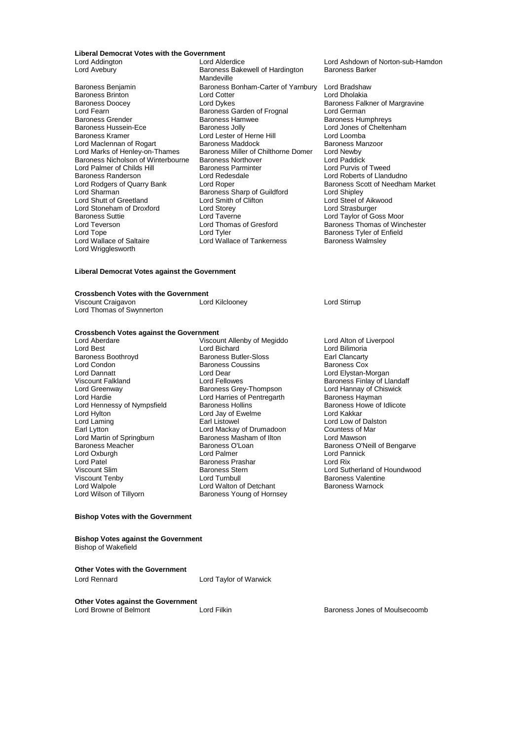**Liberal Democrat Votes with the Government**

Lord Addington
Lord Alderdice
Lord Ashdown of Norton-sub-Hamdon
Lord Avebury
Baroness Bakewell of Hardington Mandeville
Baroness Barker
Baroness Benjamin
Baroness Bonham-Carter of Yarnbury
Lord Bradshaw
Baroness Brinton
Lord Cotter
Lord Dholakia
Baroness Doocey
Lord Dykes
Baroness Falkner of Margravine
Lord Fearn
Baroness Garden of Frognal
Lord German
Baroness Grender
Baroness Hamwee
Baroness Humphreys
Baroness Hussein-Ece
Baroness Jolly
Lord Jones of Cheltenham
Baroness Kramer
Lord Lester of Herne Hill
Lord Loomba
Lord Maclennan of Rogart
Baroness Maddock
Baroness Manzoor
Lord Marks of Henley-on-Thames
Baroness Miller of Chilthorne Domer
Lord Newby
Baroness Nicholson of Winterbourne
Baroness Northover
Lord Paddick
Lord Palmer of Childs Hill
Baroness Parminter
Lord Purvis of Tweed
Baroness Randerson
Lord Redesdale
Lord Roberts of Llandudno
Lord Rodgers of Quarry Bank
Lord Roper
Baroness Scott of Needham Market
Lord Sharman
Baroness Sharp of Guildford
Lord Shipley
Lord Shutt of Greetland
Lord Smith of Clifton
Lord Steel of Aikwood
Lord Stoneham of Droxford
Lord Storey
Lord Strasburger
Baroness Suttie
Lord Taverne
Lord Taylor of Goss Moor
Lord Teverson
Lord Thomas of Gresford
Baroness Thomas of Winchester
Lord Tope
Lord Tyler
Baroness Tyler of Enfield
Lord Wallace of Saltaire
Lord Wallace of Tankerness
Baroness Walmsley
Lord Wrigglesworth

**Liberal Democrat Votes against the Government**

**Crossbench Votes with the Government**

Viscount Craigavon
Lord Kilclooney
Lord Stirrup
Lord Thomas of Swynnerton

**Crossbench Votes against the Government**

Lord Aberdare
Viscount Allenby of Megiddo
Lord Alton of Liverpool
Lord Best
Lord Bichard
Lord Bilimoria
Baroness Boothroyd
Baroness Butler-Sloss
Earl Clancarty
Lord Condon
Baroness Coussins
Baroness Cox
Lord Dannatt
Lord Dear
Lord Elystan-Morgan
Viscount Falkland
Lord Fellowes
Baroness Finlay of Llandaff
Lord Greenway
Baroness Grey-Thompson
Lord Hannay of Chiswick
Lord Hardie
Lord Harries of Pentregarth
Baroness Hayman
Lord Hennessy of Nympsfield
Baroness Hollins
Baroness Howe of Idlicote
Lord Hylton
Lord Jay of Ewelme
Lord Kakkar
Lord Laming
Earl Listowel
Lord Low of Dalston
Earl Lytton
Lord Mackay of Drumadoon
Countess of Mar
Lord Martin of Springburn
Baroness Masham of Ilton
Lord Mawson
Baroness Meacher
Baroness O'Loan
Baroness O'Neill of Bengarve
Lord Oxburgh
Lord Palmer
Lord Pannick
Lord Patel
Baroness Prashar
Lord Rix
Viscount Slim
Baroness Stern
Lord Sutherland of Houndwood
Viscount Tenby
Lord Turnbull
Baroness Valentine
Lord Walpole
Lord Walton of Detchant
Baroness Warnock
Lord Wilson of Tillyorn
Baroness Young of Hornsey

**Bishop Votes with the Government**

**Bishop Votes against the Government**

Bishop of Wakefield

**Other Votes with the Government**

Lord Rennard
Lord Taylor of Warwick

**Other Votes against the Government**

Lord Browne of Belmont
Lord Filkin
Baroness Jones of Moulsecoomb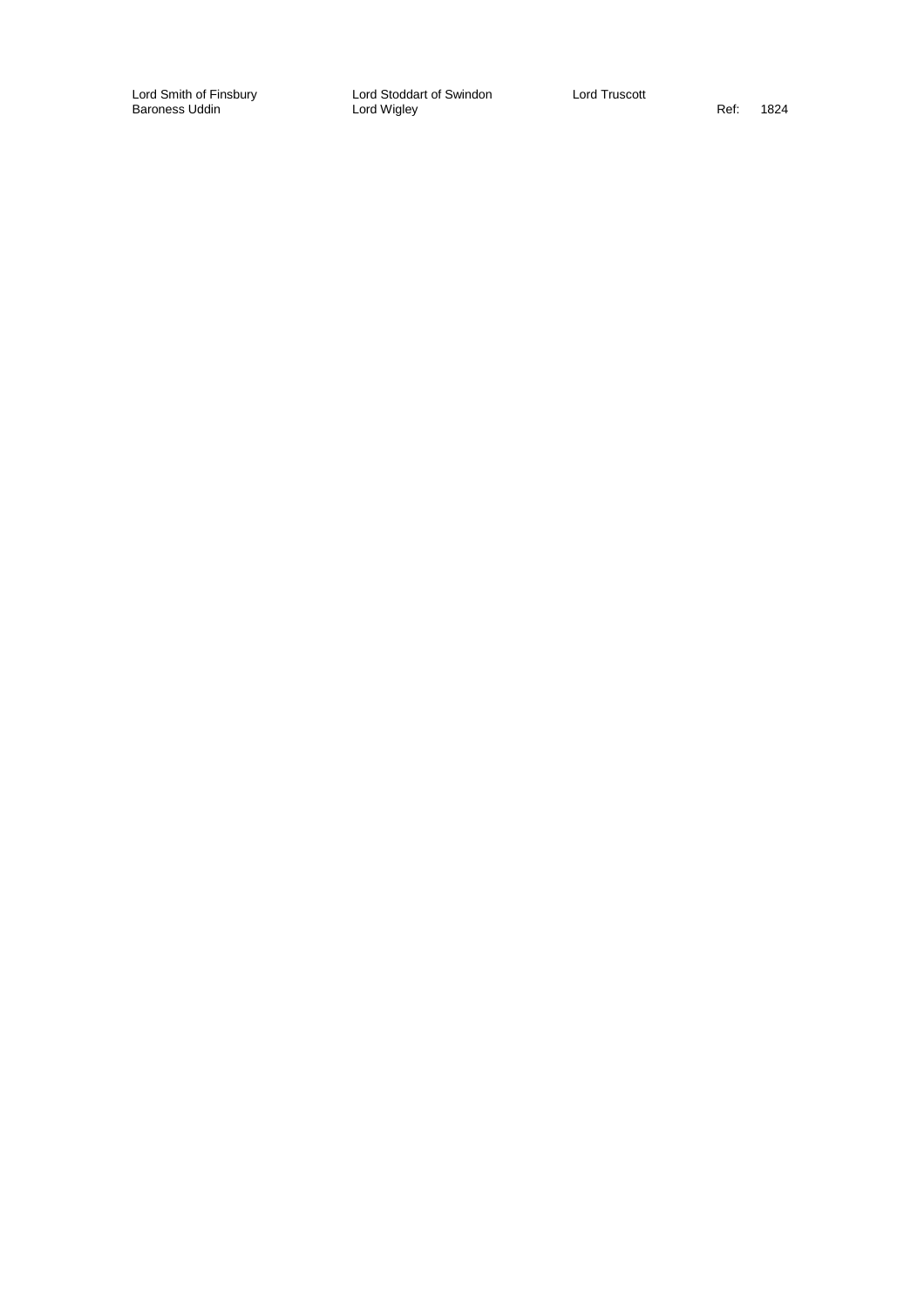| | | | |
|---|---|---|---|
| Lord Smith of Finsbury | Lord Stoddart of Swindon | Lord Truscott | |
| Baroness Uddin | Lord Wigley | | Ref: 1824 |